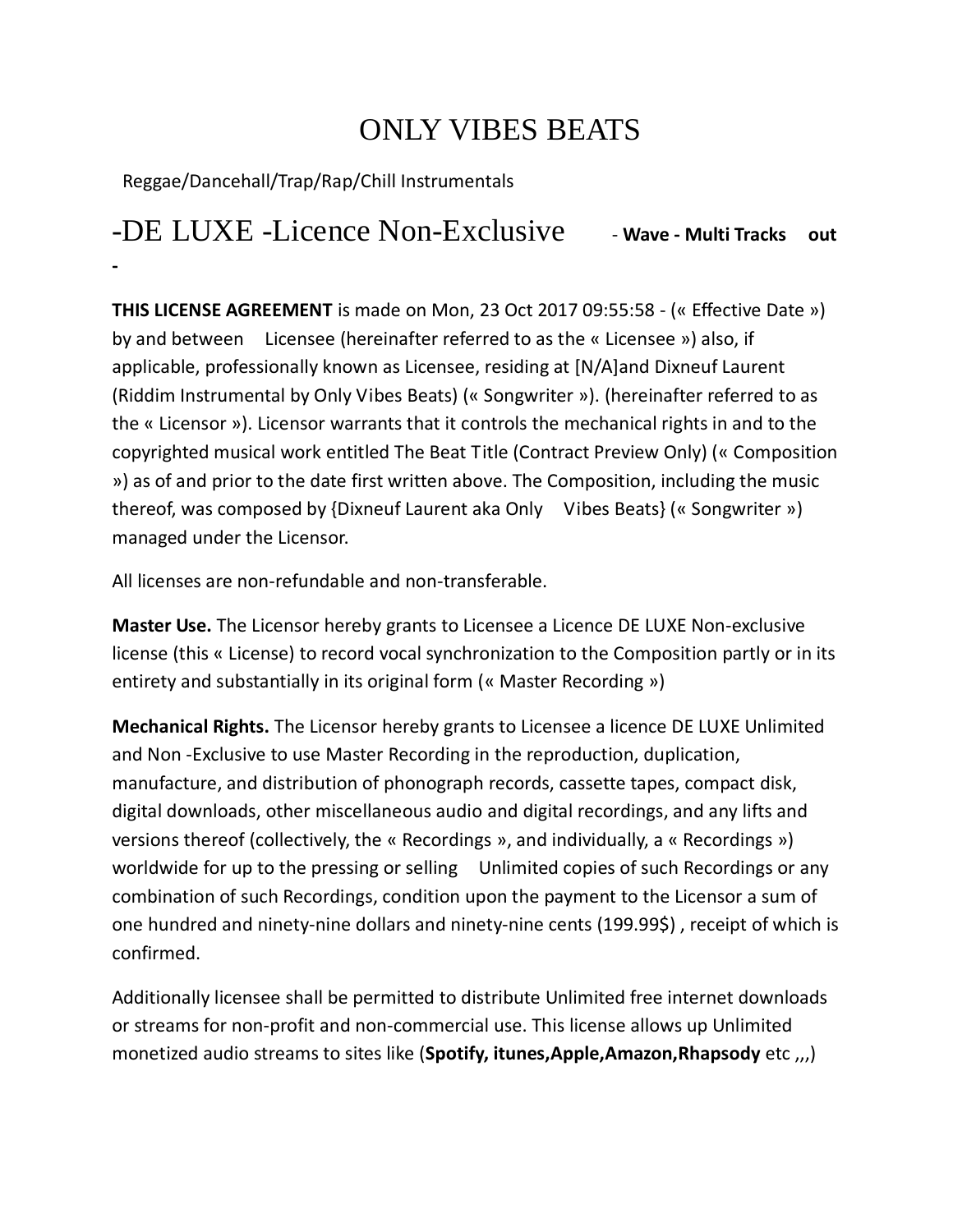# ONLY VIBES BEATS

Reggae/Dancehall/Trap/Rap/Chill Instrumentals

## -DE LUXE -Licence Non-Exclusive - **Wave - Multi Tracks out** -

**THIS LICENSE AGREEMENT** is made on Mon, 23 Oct 2017 09:55:58 - (« Effective Date ») by and between Licensee (hereinafter referred to as the « Licensee ») also, if applicable, professionally known as Licensee, residing at [N/A]and Dixneuf Laurent (Riddim Instrumental by Only Vibes Beats) (« Songwriter »). (hereinafter referred to as the « Licensor »). Licensor warrants that it controls the mechanical rights in and to the copyrighted musical work entitled The Beat Title (Contract Preview Only) (« Composition ») as of and prior to the date first written above. The Composition, including the music thereof, was composed by {Dixneuf Laurent aka Only Vibes Beats} (« Songwriter ») managed under the Licensor.

All licenses are non-refundable and non-transferable.

**Master Use.** The Licensor hereby grants to Licensee a Licence DE LUXE Non-exclusive license (this « License) to record vocal synchronization to the Composition partly or in its entirety and substantially in its original form (« Master Recording »)

**Mechanical Rights.** The Licensor hereby grants to Licensee a licence DE LUXE Unlimited and Non -Exclusive to use Master Recording in the reproduction, duplication, manufacture, and distribution of phonograph records, cassette tapes, compact disk, digital downloads, other miscellaneous audio and digital recordings, and any lifts and versions thereof (collectively, the « Recordings », and individually, a « Recordings ») worldwide for up to the pressing or selling Unlimited copies of such Recordings or any combination of such Recordings, condition upon the payment to the Licensor a sum of one hundred and ninety-nine dollars and ninety-nine cents (199.99$) , receipt of which is confirmed.

Additionally licensee shall be permitted to distribute Unlimited free internet downloads or streams for non-profit and non-commercial use. This license allows up Unlimited monetized audio streams to sites like (**Spotify, itunes,Apple,Amazon,Rhapsody** etc ,,,)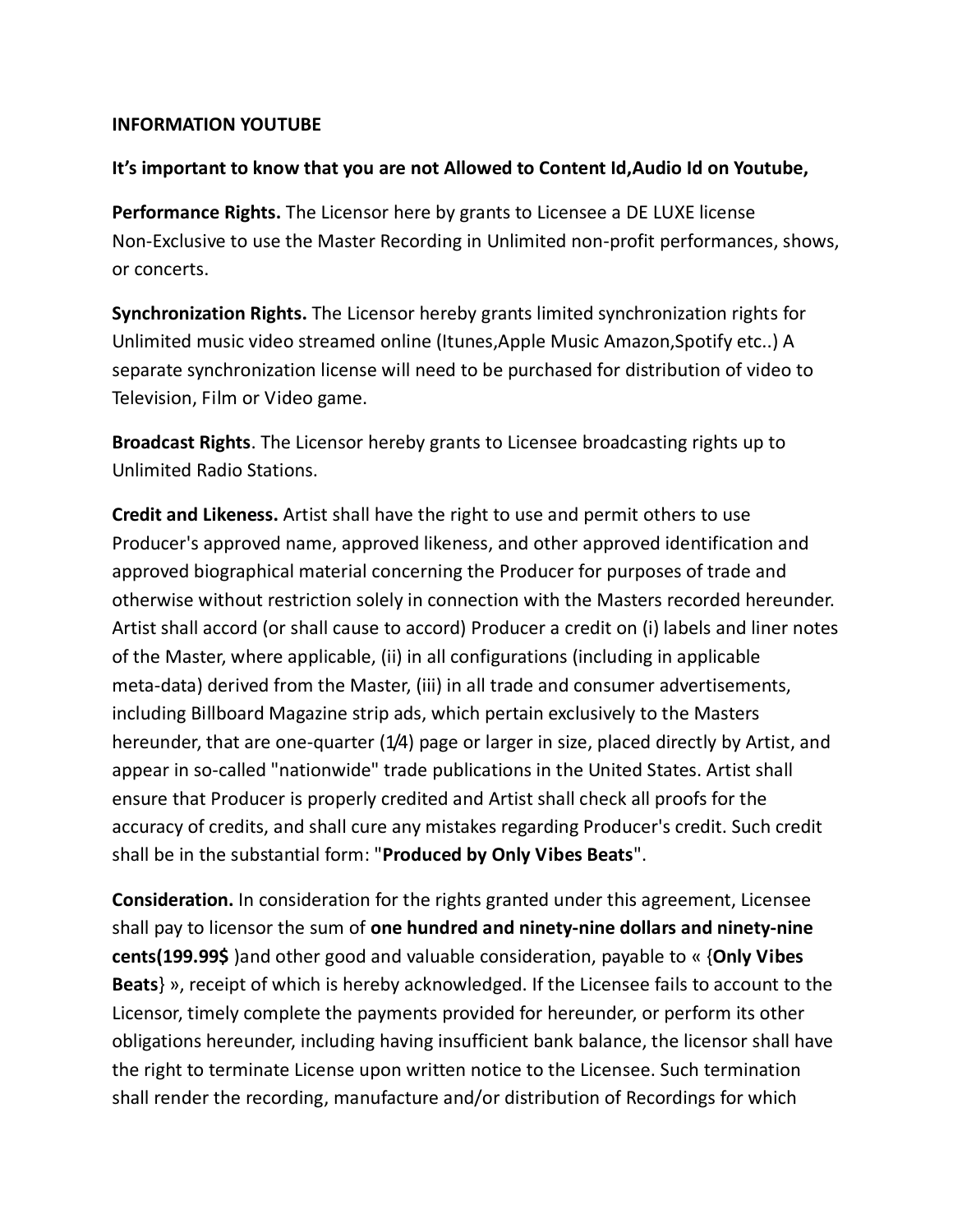**INFORMATION YOUTUBE**

**It's important to know that you are not Allowed to Content Id,Audio Id on Youtube,**

**Performance Rights.** The Licensor here by grants to Licensee a DE LUXE license Non-Exclusive to use the Master Recording in Unlimited non-profit performances, shows, or concerts.

**Synchronization Rights.** The Licensor hereby grants limited synchronization rights for Unlimited music video streamed online (Itunes,Apple Music Amazon,Spotify etc..) A separate synchronization license will need to be purchased for distribution of video to Television, Film or Video game.

**Broadcast Rights**. The Licensor hereby grants to Licensee broadcasting rights up to Unlimited Radio Stations.

**Credit and Likeness.** Artist shall have the right to use and permit others to use Producer's approved name, approved likeness, and other approved identification and approved biographical material concerning the Producer for purposes of trade and otherwise without restriction solely in connection with the Masters recorded hereunder. Artist shall accord (or shall cause to accord) Producer a credit on (i) labels and liner notes of the Master, where applicable, (ii) in all configurations (including in applicable meta-data) derived from the Master, (iii) in all trade and consumer advertisements, including Billboard Magazine strip ads, which pertain exclusively to the Masters hereunder, that are one-quarter (1⁄4) page or larger in size, placed directly by Artist, and appear in so-called "nationwide" trade publications in the United States. Artist shall ensure that Producer is properly credited and Artist shall check all proofs for the accuracy of credits, and shall cure any mistakes regarding Producer's credit. Such credit shall be in the substantial form: "**Produced by Only Vibes Beats**".

**Consideration.** In consideration for the rights granted under this agreement, Licensee shall pay to licensor the sum of **one hundred and ninety-nine dollars and ninety-nine cents(199.99$** )and other good and valuable consideration, payable to « {**Only Vibes Beats**} », receipt of which is hereby acknowledged. If the Licensee fails to account to the Licensor, timely complete the payments provided for hereunder, or perform its other obligations hereunder, including having insufficient bank balance, the licensor shall have the right to terminate License upon written notice to the Licensee. Such termination shall render the recording, manufacture and/or distribution of Recordings for which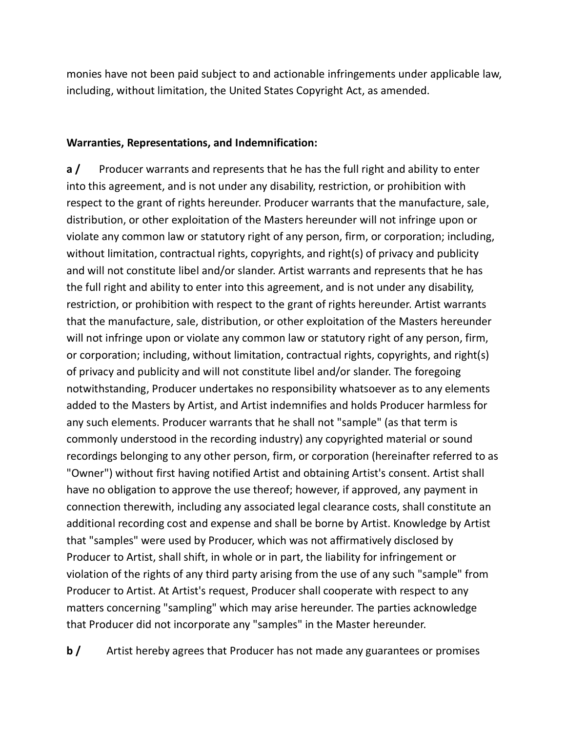monies have not been paid subject to and actionable infringements under applicable law, including, without limitation, the United States Copyright Act, as amended.

**Warranties, Representations, and Indemnification:**

**a /** Producer warrants and represents that he has the full right and ability to enter into this agreement, and is not under any disability, restriction, or prohibition with respect to the grant of rights hereunder. Producer warrants that the manufacture, sale, distribution, or other exploitation of the Masters hereunder will not infringe upon or violate any common law or statutory right of any person, firm, or corporation; including, without limitation, contractual rights, copyrights, and right(s) of privacy and publicity and will not constitute libel and/or slander. Artist warrants and represents that he has the full right and ability to enter into this agreement, and is not under any disability, restriction, or prohibition with respect to the grant of rights hereunder. Artist warrants that the manufacture, sale, distribution, or other exploitation of the Masters hereunder will not infringe upon or violate any common law or statutory right of any person, firm, or corporation; including, without limitation, contractual rights, copyrights, and right(s) of privacy and publicity and will not constitute libel and/or slander. The foregoing notwithstanding, Producer undertakes no responsibility whatsoever as to any elements added to the Masters by Artist, and Artist indemnifies and holds Producer harmless for any such elements. Producer warrants that he shall not "sample" (as that term is commonly understood in the recording industry) any copyrighted material or sound recordings belonging to any other person, firm, or corporation (hereinafter referred to as "Owner") without first having notified Artist and obtaining Artist's consent. Artist shall have no obligation to approve the use thereof; however, if approved, any payment in connection therewith, including any associated legal clearance costs, shall constitute an additional recording cost and expense and shall be borne by Artist. Knowledge by Artist that "samples" were used by Producer, which was not affirmatively disclosed by Producer to Artist, shall shift, in whole or in part, the liability for infringement or violation of the rights of any third party arising from the use of any such "sample" from Producer to Artist. At Artist's request, Producer shall cooperate with respect to any matters concerning "sampling" which may arise hereunder. The parties acknowledge that Producer did not incorporate any "samples" in the Master hereunder.

**b /** Artist hereby agrees that Producer has not made any guarantees or promises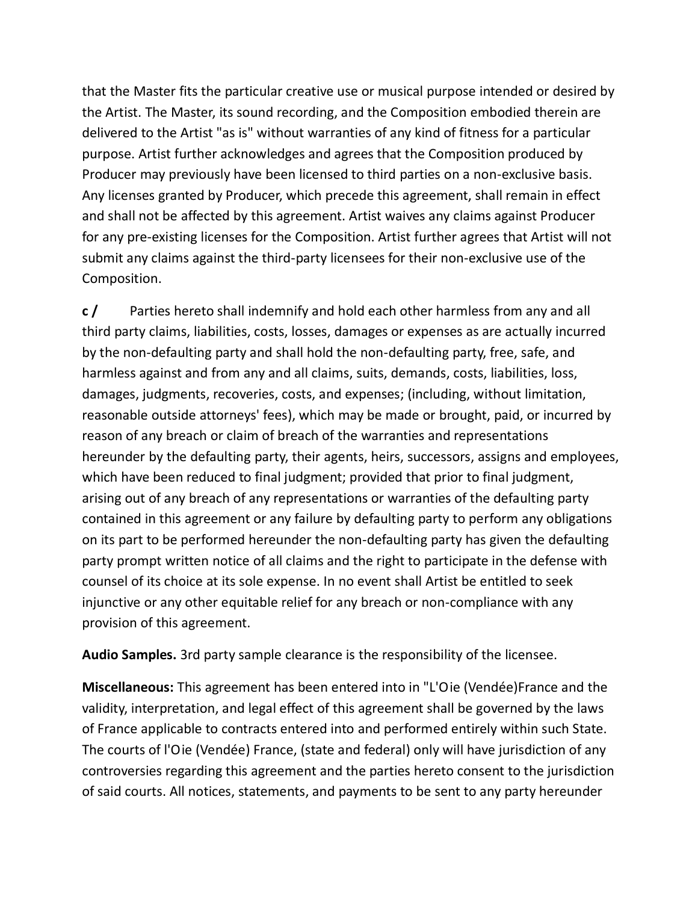that the Master fits the particular creative use or musical purpose intended or desired by the Artist. The Master, its sound recording, and the Composition embodied therein are delivered to the Artist "as is" without warranties of any kind of fitness for a particular purpose. Artist further acknowledges and agrees that the Composition produced by Producer may previously have been licensed to third parties on a non-exclusive basis. Any licenses granted by Producer, which precede this agreement, shall remain in effect and shall not be affected by this agreement. Artist waives any claims against Producer for any pre-existing licenses for the Composition. Artist further agrees that Artist will not submit any claims against the third-party licensees for their non-exclusive use of the Composition.

**c /** Parties hereto shall indemnify and hold each other harmless from any and all third party claims, liabilities, costs, losses, damages or expenses as are actually incurred by the non-defaulting party and shall hold the non-defaulting party, free, safe, and harmless against and from any and all claims, suits, demands, costs, liabilities, loss, damages, judgments, recoveries, costs, and expenses; (including, without limitation, reasonable outside attorneys' fees), which may be made or brought, paid, or incurred by reason of any breach or claim of breach of the warranties and representations hereunder by the defaulting party, their agents, heirs, successors, assigns and employees, which have been reduced to final judgment; provided that prior to final judgment, arising out of any breach of any representations or warranties of the defaulting party contained in this agreement or any failure by defaulting party to perform any obligations on its part to be performed hereunder the non-defaulting party has given the defaulting party prompt written notice of all claims and the right to participate in the defense with counsel of its choice at its sole expense. In no event shall Artist be entitled to seek injunctive or any other equitable relief for any breach or non-compliance with any provision of this agreement.

**Audio Samples.** 3rd party sample clearance is the responsibility of the licensee.

**Miscellaneous:** This agreement has been entered into in "L'Oie (Vendée)France and the validity, interpretation, and legal effect of this agreement shall be governed by the laws of France applicable to contracts entered into and performed entirely within such State. The courts of l'Oie (Vendée) France, (state and federal) only will have jurisdiction of any controversies regarding this agreement and the parties hereto consent to the jurisdiction of said courts. All notices, statements, and payments to be sent to any party hereunder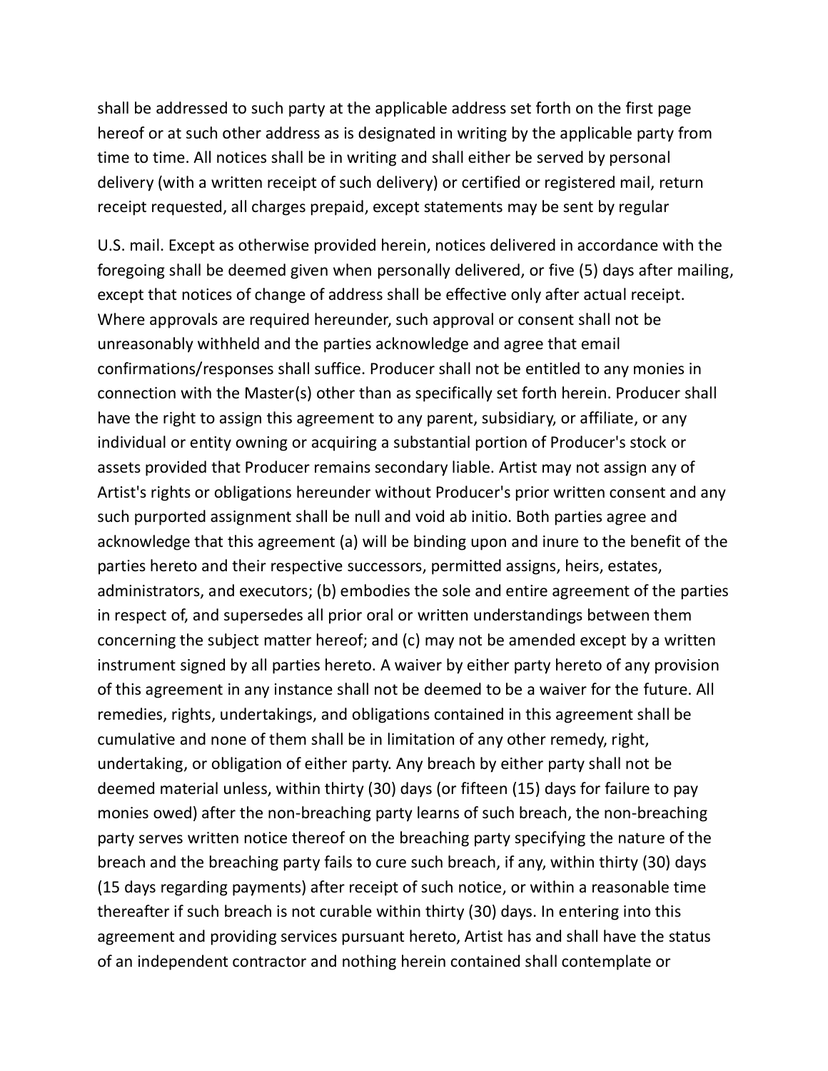shall be addressed to such party at the applicable address set forth on the first page hereof or at such other address as is designated in writing by the applicable party from time to time. All notices shall be in writing and shall either be served by personal delivery (with a written receipt of such delivery) or certified or registered mail, return receipt requested, all charges prepaid, except statements may be sent by regular

U.S. mail. Except as otherwise provided herein, notices delivered in accordance with the foregoing shall be deemed given when personally delivered, or five (5) days after mailing, except that notices of change of address shall be effective only after actual receipt. Where approvals are required hereunder, such approval or consent shall not be unreasonably withheld and the parties acknowledge and agree that email confirmations/responses shall suffice. Producer shall not be entitled to any monies in connection with the Master(s) other than as specifically set forth herein. Producer shall have the right to assign this agreement to any parent, subsidiary, or affiliate, or any individual or entity owning or acquiring a substantial portion of Producer's stock or assets provided that Producer remains secondary liable. Artist may not assign any of Artist's rights or obligations hereunder without Producer's prior written consent and any such purported assignment shall be null and void ab initio. Both parties agree and acknowledge that this agreement (a) will be binding upon and inure to the benefit of the parties hereto and their respective successors, permitted assigns, heirs, estates, administrators, and executors; (b) embodies the sole and entire agreement of the parties in respect of, and supersedes all prior oral or written understandings between them concerning the subject matter hereof; and (c) may not be amended except by a written instrument signed by all parties hereto. A waiver by either party hereto of any provision of this agreement in any instance shall not be deemed to be a waiver for the future. All remedies, rights, undertakings, and obligations contained in this agreement shall be cumulative and none of them shall be in limitation of any other remedy, right, undertaking, or obligation of either party. Any breach by either party shall not be deemed material unless, within thirty (30) days (or fifteen (15) days for failure to pay monies owed) after the non-breaching party learns of such breach, the non-breaching party serves written notice thereof on the breaching party specifying the nature of the breach and the breaching party fails to cure such breach, if any, within thirty (30) days (15 days regarding payments) after receipt of such notice, or within a reasonable time thereafter if such breach is not curable within thirty (30) days. In entering into this agreement and providing services pursuant hereto, Artist has and shall have the status of an independent contractor and nothing herein contained shall contemplate or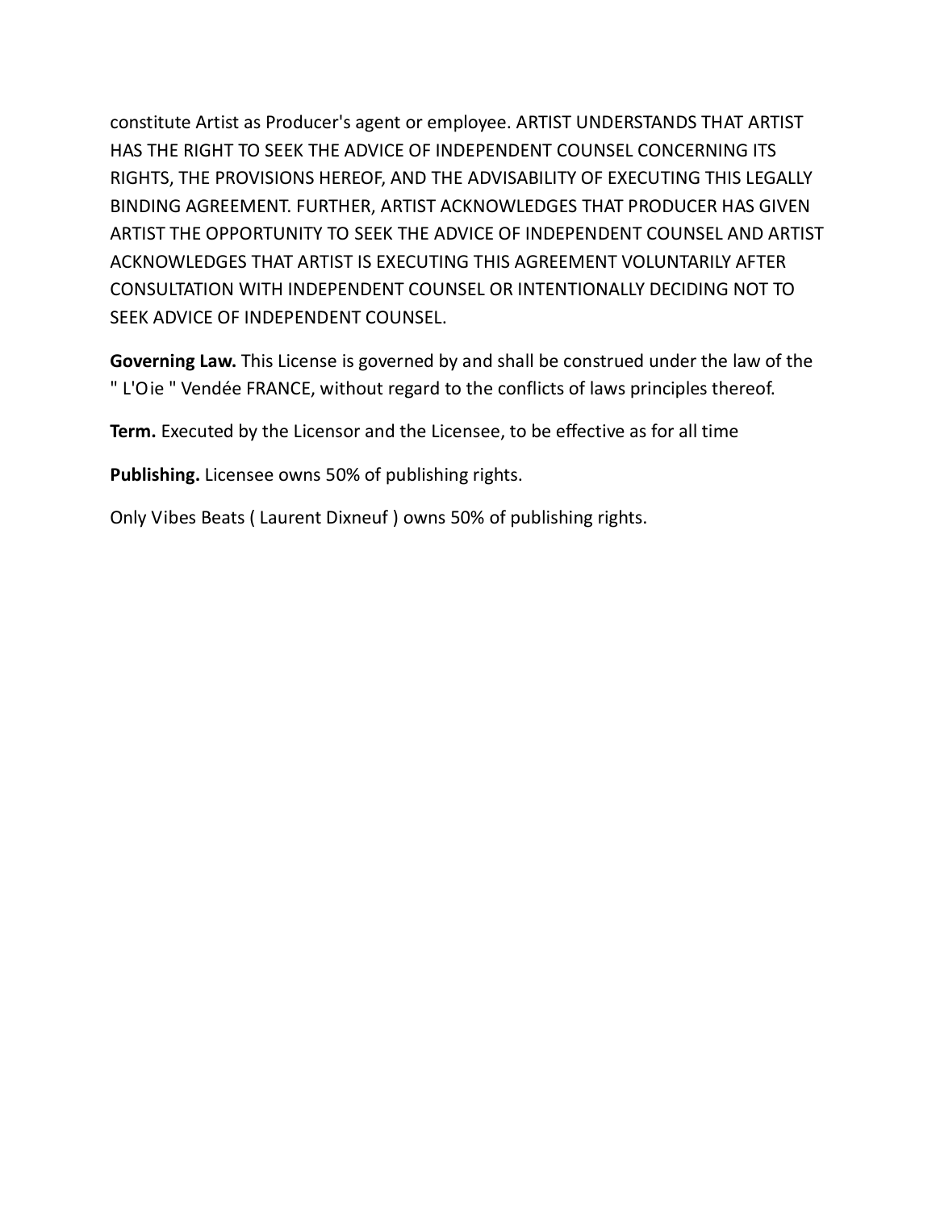constitute Artist as Producer's agent or employee. ARTIST UNDERSTANDS THAT ARTIST HAS THE RIGHT TO SEEK THE ADVICE OF INDEPENDENT COUNSEL CONCERNING ITS RIGHTS, THE PROVISIONS HEREOF, AND THE ADVISABILITY OF EXECUTING THIS LEGALLY BINDING AGREEMENT. FURTHER, ARTIST ACKNOWLEDGES THAT PRODUCER HAS GIVEN ARTIST THE OPPORTUNITY TO SEEK THE ADVICE OF INDEPENDENT COUNSEL AND ARTIST ACKNOWLEDGES THAT ARTIST IS EXECUTING THIS AGREEMENT VOLUNTARILY AFTER CONSULTATION WITH INDEPENDENT COUNSEL OR INTENTIONALLY DECIDING NOT TO SEEK ADVICE OF INDEPENDENT COUNSEL.

**Governing Law.** This License is governed by and shall be construed under the law of the " L'Oie " Vendée FRANCE, without regard to the conflicts of laws principles thereof.

**Term.** Executed by the Licensor and the Licensee, to be effective as for all time

**Publishing.** Licensee owns 50% of publishing rights.

Only Vibes Beats ( Laurent Dixneuf ) owns 50% of publishing rights.